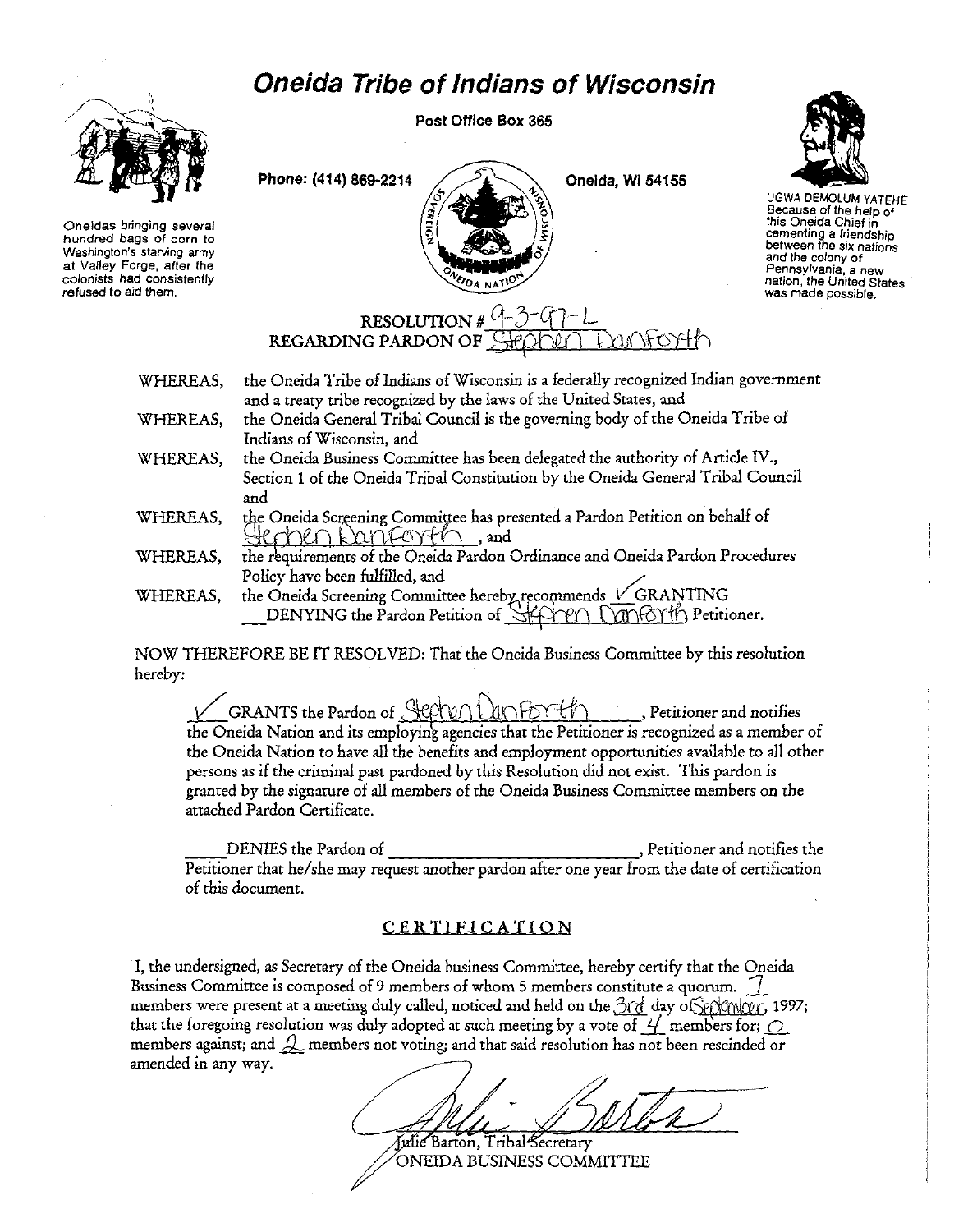# *Oneida Tribe of Indians of Wisconsin*

**Post Office Box 365**

**Phone: (414) 869-2214** **Oneida, WI 54155**

Oneidas bringing several hundred bags of corn to Washington's starving army at Valley Forge, after the colonists had consistently refused to aid them.

UGWA DEMOLUM YATEHE
Because of the help of this Oneida Chief in cementing a friendship between the six nations and the colony of Pennsylvania, a new nation, the United States was made possible.

## RESOLUTION # 9-3-97-L
## REGARDING PARDON OF Stephen Danforth

WHEREAS, the Oneida Tribe of Indians of Wisconsin is a federally recognized Indian government and a treaty tribe recognized by the laws of the United States, and

WHEREAS, the Oneida General Tribal Council is the governing body of the Oneida Tribe of Indians of Wisconsin, and

WHEREAS, the Oneida Business Committee has been delegated the authority of Article IV., Section 1 of the Oneida Tribal Constitution by the Oneida General Tribal Council and

WHEREAS, the Oneida Screening Committee has presented a Pardon Petition on behalf of Stephen Danforth, and

WHEREAS, the requirements of the Oneida Pardon Ordinance and Oneida Pardon Procedures Policy have been fulfilled, and

WHEREAS, the Oneida Screening Committee hereby recommends ✓ GRANTING ___ DENYING the Pardon Petition of Stephen Danforth Petitioner.

NOW THEREFORE BE IT RESOLVED: That the Oneida Business Committee by this resolution hereby:

✓ GRANTS the Pardon of Stephen Danforth, Petitioner and notifies the Oneida Nation and its employing agencies that the Petitioner is recognized as a member of the Oneida Nation to have all the benefits and employment opportunities available to all other persons as if the criminal past pardoned by this Resolution did not exist. This pardon is granted by the signature of all members of the Oneida Business Committee members on the attached Pardon Certificate.

_____ DENIES the Pardon of ____________________________, Petitioner and notifies the Petitioner that he/she may request another pardon after one year from the date of certification of this document.

## CERTIFICATION

I, the undersigned, as Secretary of the Oneida business Committee, hereby certify that the Oneida Business Committee is composed of 9 members of whom 5 members constitute a quorum. 7 members were present at a meeting duly called, noticed and held on the 3rd day of September, 1997; that the foregoing resolution was duly adopted at such meeting by a vote of 4 members for; 0 members against; and 2 members not voting; and that said resolution has not been rescinded or amended in any way.

Julie Barton, Tribal Secretary
ONEIDA BUSINESS COMMITTEE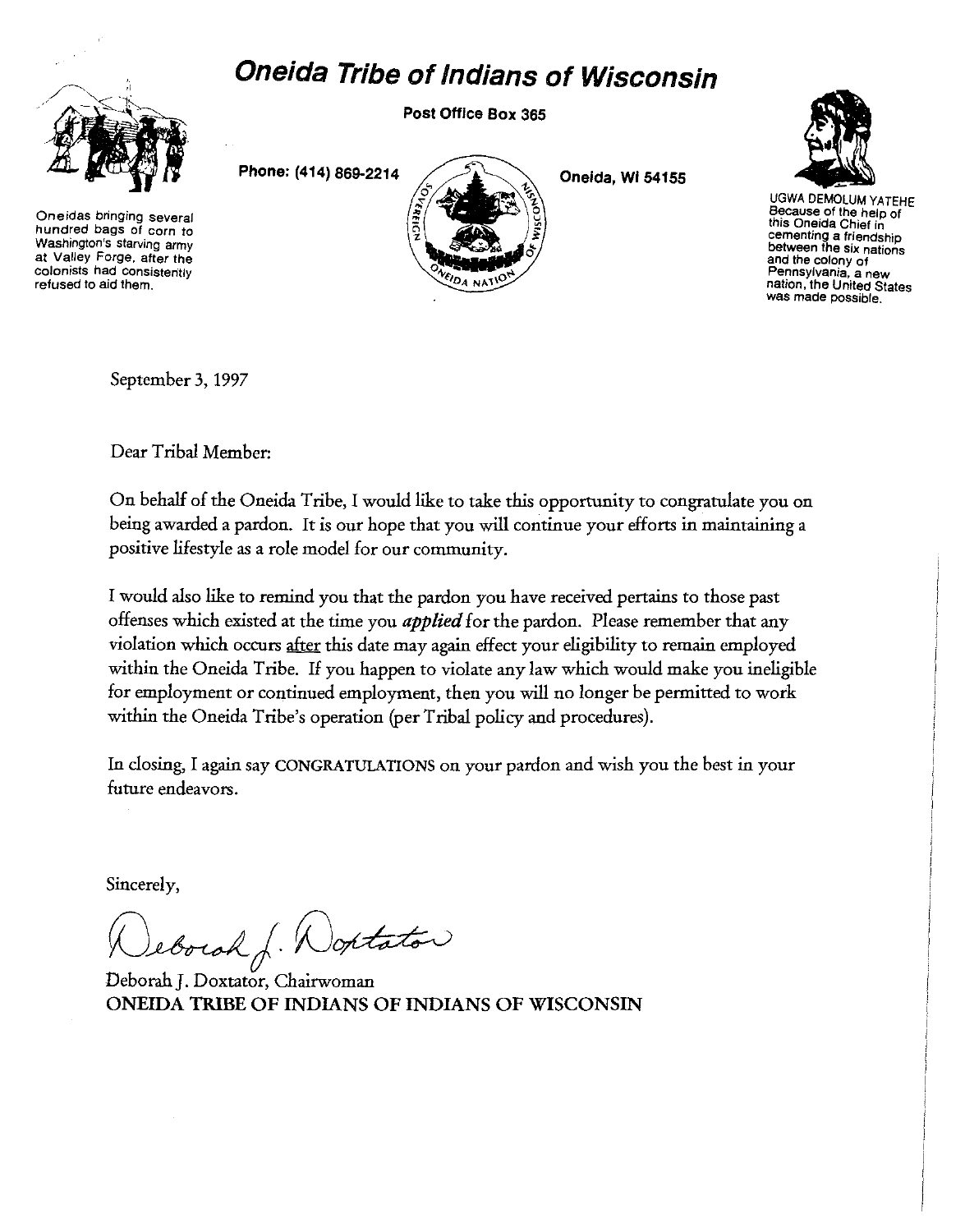# Oneida Tribe of Indians of Wisconsin

Post Office Box 365

Phone: (414) 869-2214

Oneida, WI 54155

Oneidas bringing several hundred bags of corn to Washington's starving army at Valley Forge, after the colonists had consistently refused to aid them.

UGWA DEMOLUM YATEHE
Because of the help of this Oneida Chief in cementing a friendship between the six nations and the colony of Pennsylvania, a new nation, the United States was made possible.

September 3, 1997

Dear Tribal Member:

On behalf of the Oneida Tribe, I would like to take this opportunity to congratulate you on being awarded a pardon. It is our hope that you will continue your efforts in maintaining a positive lifestyle as a role model for our community.

I would also like to remind you that the pardon you have received pertains to those past offenses which existed at the time you ***applied*** for the pardon. Please remember that any violation which occurs <u>after</u> this date may again effect your eligibility to remain employed within the Oneida Tribe. If you happen to violate any law which would make you ineligible for employment or continued employment, then you will no longer be permitted to work within the Oneida Tribe's operation (per Tribal policy and procedures).

In closing, I again say CONGRATULATIONS on your pardon and wish you the best in your future endeavors.

Sincerely,

Deborah J. Doxtator

Deborah J. Doxtator, Chairwoman
**ONEIDA TRIBE OF INDIANS OF INDIANS OF WISCONSIN**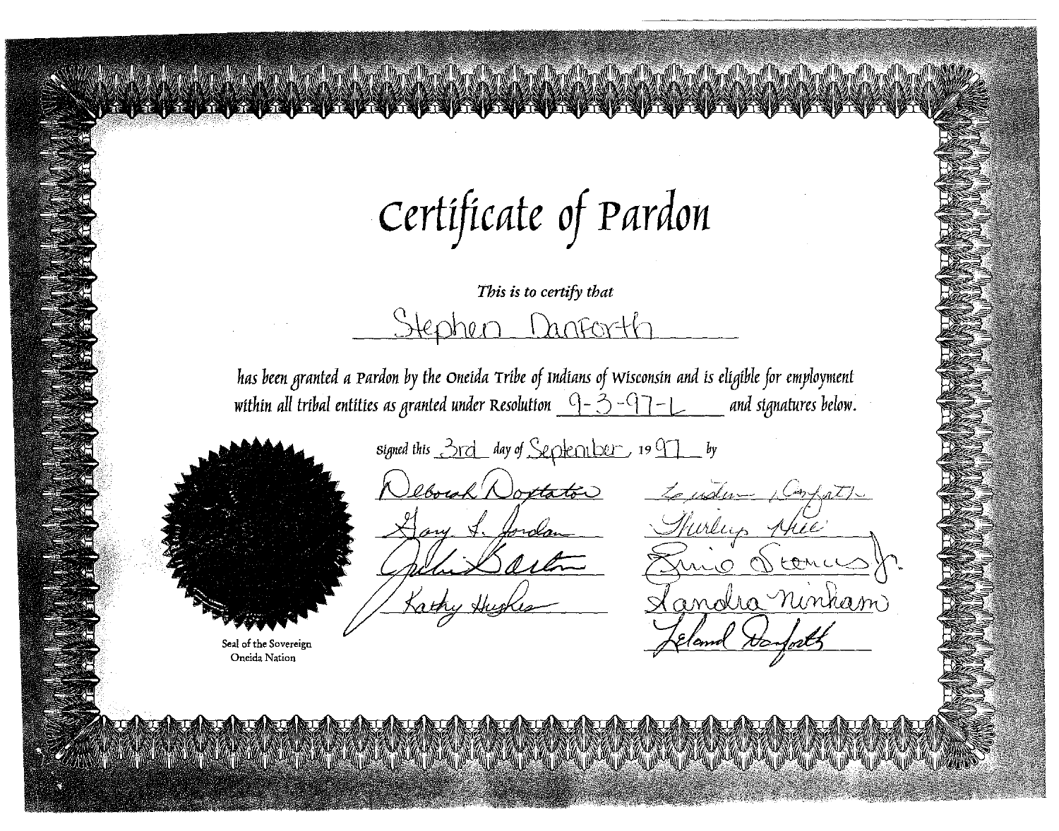# Certificate of Pardon

*This is to certify that*

Stephen Danforth

*has been granted a Pardon by the Oneida Tribe of Indians of Wisconsin and is eligible for employment within all tribal entities as granted under Resolution* 9-3-97-L *and signatures below.*

*Signed this* 3rd *day of* September, 19 97 *by*

Deborah Doxtator

Gary L. Jordan

Julie Barton

Kathy Hughes

Loretta Danforth

Shirley Hill

Ernie Stevens Jr.

Sandra Ninham

Leland Danforth

Seal of the Sovereign Oneida Nation